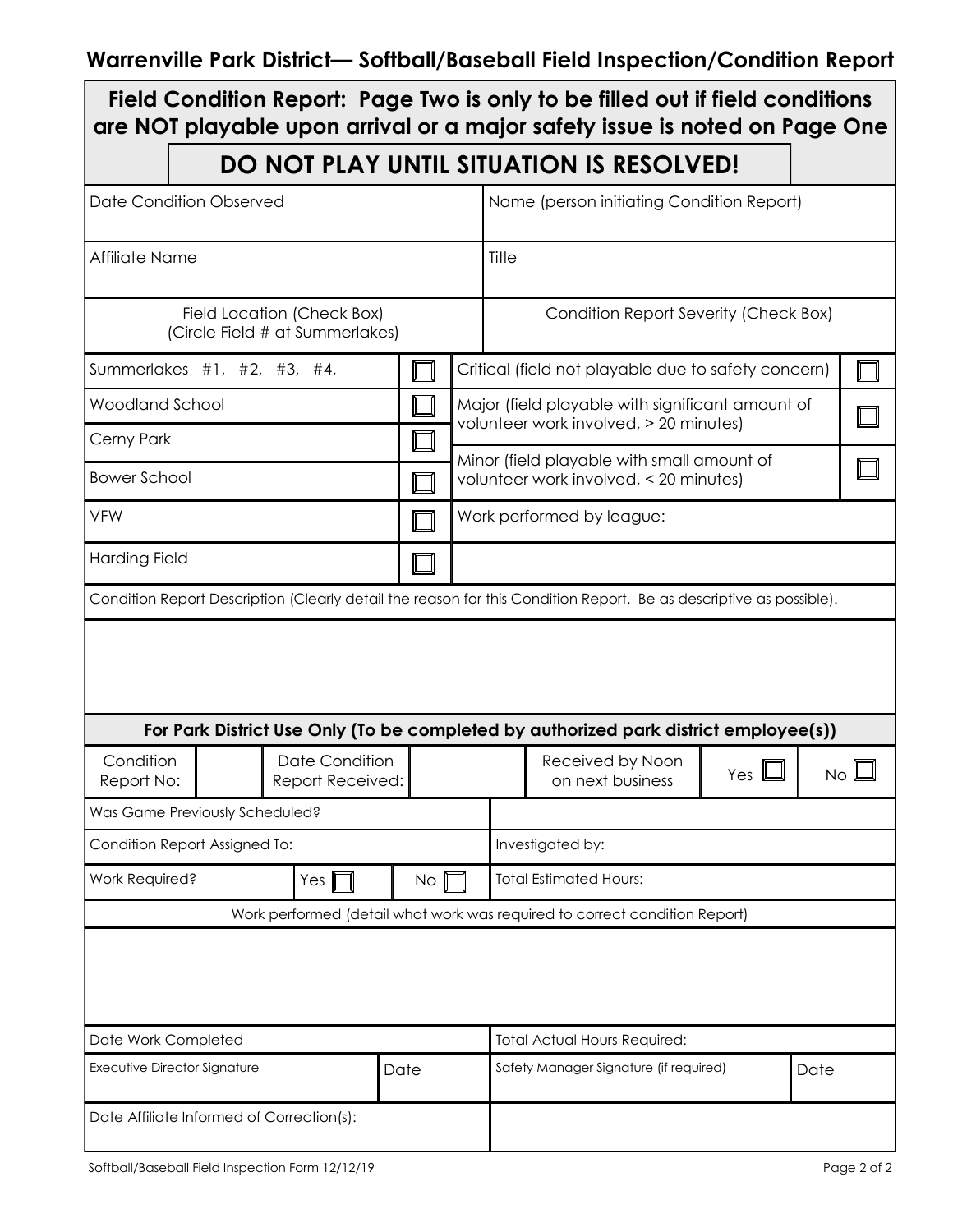## Warrenville Park District— Softball/Baseball Field Inspection/Condition Report

**Field Condition Report: Page Two is only to be filled out if field conditions are NOT playable upon arrival or a major safety issue is noted on Page One**

**DO NOT PLAY UNTIL SITUATION IS RESOLVED!**

| Date Condition Observed | Name (person initiating Condition Report) |
|---|---|
| Affiliate Name | Title |

| Field Location (Check Box) (Circle Field # at Summerlakes) | | Condition Report Severity (Check Box) | |
|---|---|---|---|
| Summerlakes #1, #2, #3, #4, | ☐ | Critical (field not playable due to safety concern) | ☐ |
| Woodland School | ☐ | Major (field playable with significant amount of volunteer work involved, > 20 minutes) | ☐ |
| Cerny Park | ☐ | | |
| Bower School | ☐ | Minor (field playable with small amount of volunteer work involved, < 20 minutes) | ☐ |
| VFW | ☐ | Work performed by league: | |
| Harding Field | ☐ | | |

Condition Report Description (Clearly detail the reason for this Condition Report. Be as descriptive as possible).

**For Park District Use Only (To be completed by authorized park district employee(s))**

| Condition Report No: | | Date Condition Report Received: | | Received by Noon on next business | Yes ☐ | No ☐ |
|---|---|---|---|---|---|---|

| Was Game Previously Scheduled? | | | |
|---|---|---|---|
| Condition Report Assigned To: | | | Investigated by: |
| Work Required? | Yes ☐ | No ☐ | Total Estimated Hours: |

Work performed (detail what work was required to correct condition Report)

| Date Work Completed | | Total Actual Hours Required: | |
|---|---|---|---|
| Executive Director Signature | Date | Safety Manager Signature (if required) | Date |
| Date Affiliate Informed of Correction(s): | | | |

Softball/Baseball Field Inspection Form 12/12/19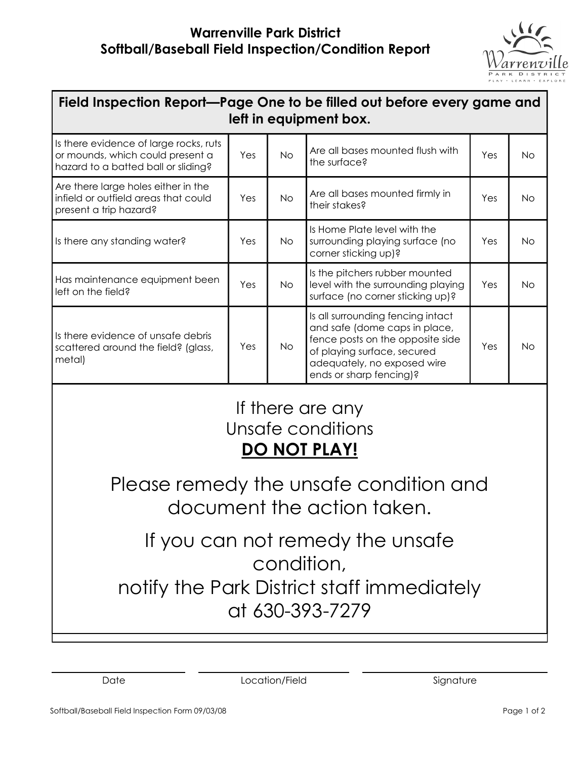# Warrenville Park District
## Softball/Baseball Field Inspection/Condition Report

| Field Inspection Report—Page One to be filled out before every game and left in equipment box. | | | | | |
|---|---|---|---|---|---|
| Is there evidence of large rocks, ruts or mounds, which could present a hazard to a batted ball or sliding? | Yes | No | Are all bases mounted flush with the surface? | Yes | No |
| Are there large holes either in the infield or outfield areas that could present a trip hazard? | Yes | No | Are all bases mounted firmly in their stakes? | Yes | No |
| Is there any standing water? | Yes | No | Is Home Plate level with the surrounding playing surface (no corner sticking up)? | Yes | No |
| Has maintenance equipment been left on the field? | Yes | No | Is the pitchers rubber mounted level with the surrounding playing surface (no corner sticking up)? | Yes | No |
| Is there evidence of unsafe debris scattered around the field? (glass, metal) | Yes | No | Is all surrounding fencing intact and safe (dome caps in place, fence posts on the opposite side of playing surface, secured adequately, no exposed wire ends or sharp fencing)? | Yes | No |

If there are any
Unsafe conditions
**DO NOT PLAY!**

Please remedy the unsafe condition and document the action taken.

If you can not remedy the unsafe condition,
notify the Park District staff immediately at 630-393-7279

Date ____________ Location/Field ____________ Signature ____________

Softball/Baseball Field Inspection Form 09/03/08